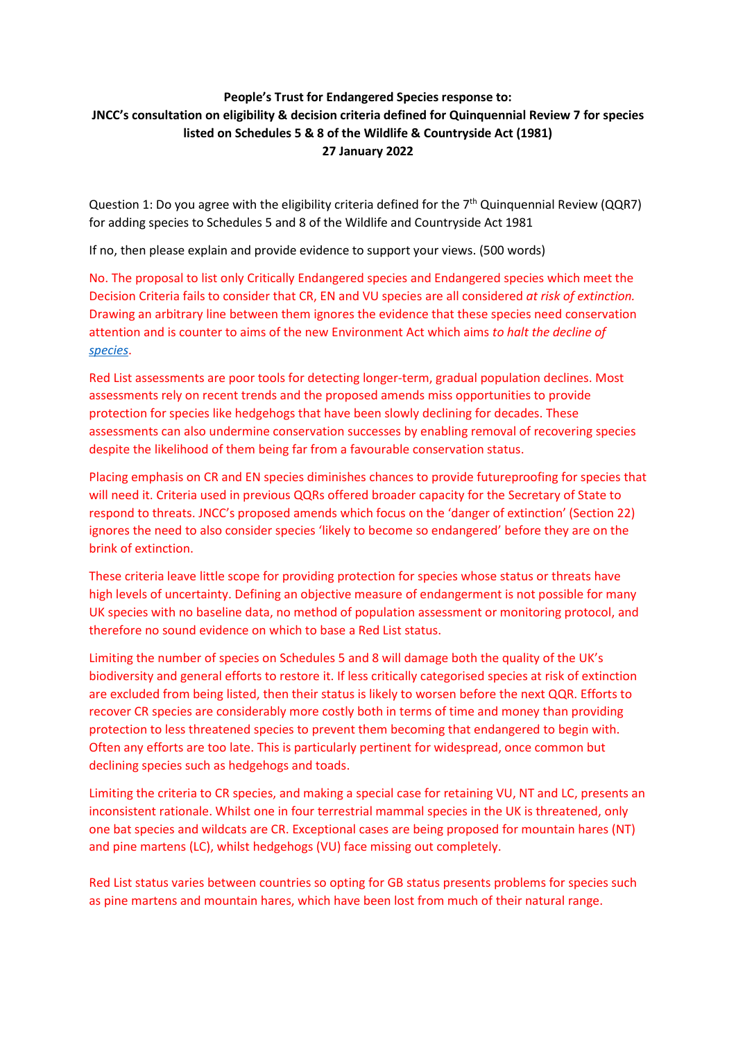**People's Trust for Endangered Species response to:**
**JNCC's consultation on eligibility & decision criteria defined for Quinquennial Review 7 for species listed on Schedules 5 & 8 of the Wildlife & Countryside Act (1981)**
**27 January 2022**

Question 1: Do you agree with the eligibility criteria defined for the 7th Quinquennial Review (QQR7) for adding species to Schedules 5 and 8 of the Wildlife and Countryside Act 1981

If no, then please explain and provide evidence to support your views. (500 words)

No. The proposal to list only Critically Endangered species and Endangered species which meet the Decision Criteria fails to consider that CR, EN and VU species are all considered *at risk of extinction.* Drawing an arbitrary line between them ignores the evidence that these species need conservation attention and is counter to aims of the new Environment Act which aims *to halt the decline of species*.

Red List assessments are poor tools for detecting longer-term, gradual population declines. Most assessments rely on recent trends and the proposed amends miss opportunities to provide protection for species like hedgehogs that have been slowly declining for decades. These assessments can also undermine conservation successes by enabling removal of recovering species despite the likelihood of them being far from a favourable conservation status.

Placing emphasis on CR and EN species diminishes chances to provide futureproofing for species that will need it. Criteria used in previous QQRs offered broader capacity for the Secretary of State to respond to threats. JNCC's proposed amends which focus on the 'danger of extinction' (Section 22) ignores the need to also consider species 'likely to become so endangered' before they are on the brink of extinction.

These criteria leave little scope for providing protection for species whose status or threats have high levels of uncertainty. Defining an objective measure of endangerment is not possible for many UK species with no baseline data, no method of population assessment or monitoring protocol, and therefore no sound evidence on which to base a Red List status.

Limiting the number of species on Schedules 5 and 8 will damage both the quality of the UK's biodiversity and general efforts to restore it. If less critically categorised species at risk of extinction are excluded from being listed, then their status is likely to worsen before the next QQR. Efforts to recover CR species are considerably more costly both in terms of time and money than providing protection to less threatened species to prevent them becoming that endangered to begin with. Often any efforts are too late. This is particularly pertinent for widespread, once common but declining species such as hedgehogs and toads.

Limiting the criteria to CR species, and making a special case for retaining VU, NT and LC, presents an inconsistent rationale. Whilst one in four terrestrial mammal species in the UK is threatened, only one bat species and wildcats are CR. Exceptional cases are being proposed for mountain hares (NT) and pine martens (LC), whilst hedgehogs (VU) face missing out completely.

Red List status varies between countries so opting for GB status presents problems for species such as pine martens and mountain hares, which have been lost from much of their natural range.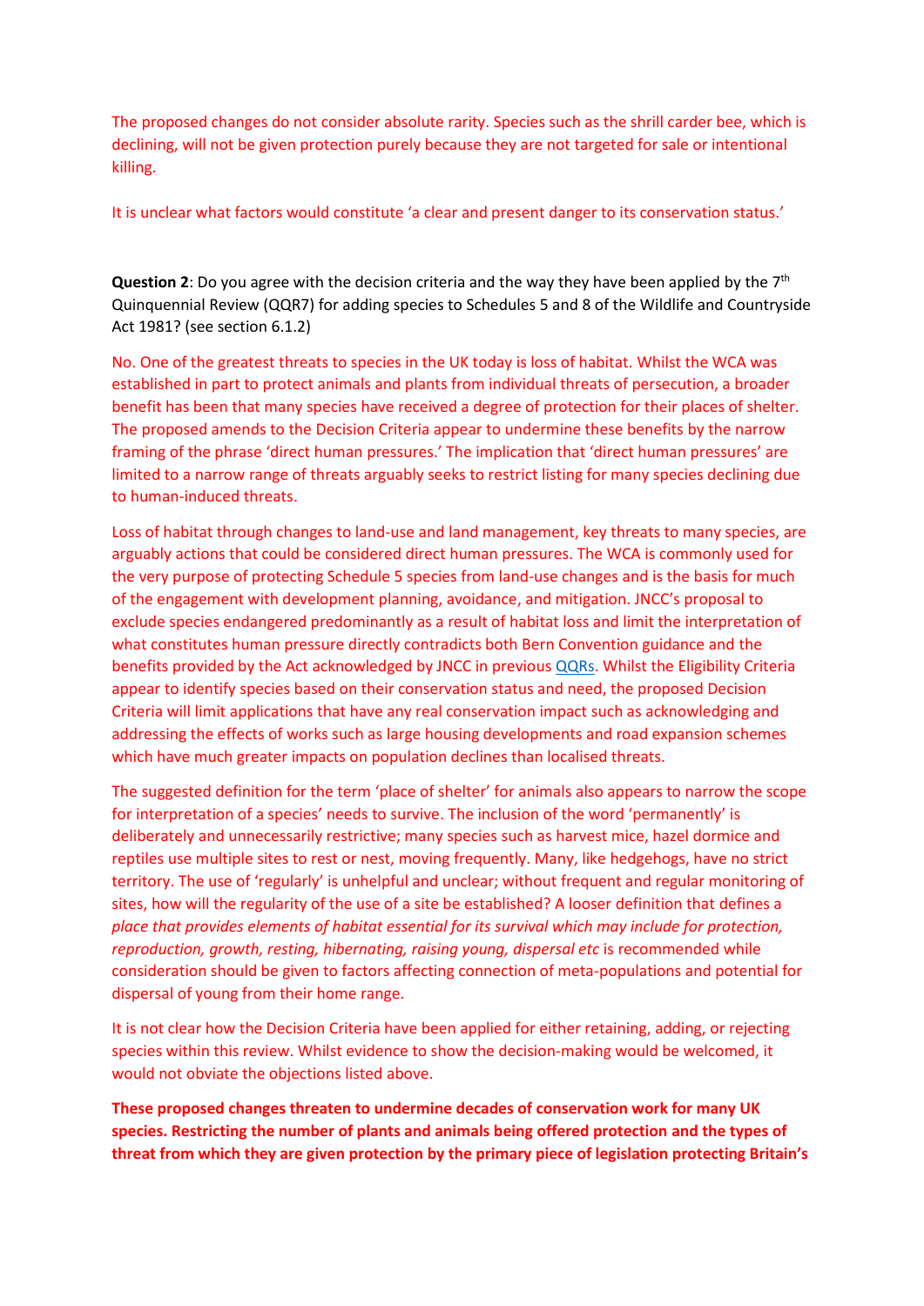The proposed changes do not consider absolute rarity. Species such as the shrill carder bee, which is declining, will not be given protection purely because they are not targeted for sale or intentional killing.

It is unclear what factors would constitute 'a clear and present danger to its conservation status.'

**Question 2**: Do you agree with the decision criteria and the way they have been applied by the 7th Quinquennial Review (QQR7) for adding species to Schedules 5 and 8 of the Wildlife and Countryside Act 1981? (see section 6.1.2)

No. One of the greatest threats to species in the UK today is loss of habitat. Whilst the WCA was established in part to protect animals and plants from individual threats of persecution, a broader benefit has been that many species have received a degree of protection for their places of shelter. The proposed amends to the Decision Criteria appear to undermine these benefits by the narrow framing of the phrase 'direct human pressures.' The implication that 'direct human pressures' are limited to a narrow range of threats arguably seeks to restrict listing for many species declining due to human-induced threats.

Loss of habitat through changes to land-use and land management, key threats to many species, are arguably actions that could be considered direct human pressures. The WCA is commonly used for the very purpose of protecting Schedule 5 species from land-use changes and is the basis for much of the engagement with development planning, avoidance, and mitigation. JNCC's proposal to exclude species endangered predominantly as a result of habitat loss and limit the interpretation of what constitutes human pressure directly contradicts both Bern Convention guidance and the benefits provided by the Act acknowledged by JNCC in previous QQRs. Whilst the Eligibility Criteria appear to identify species based on their conservation status and need, the proposed Decision Criteria will limit applications that have any real conservation impact such as acknowledging and addressing the effects of works such as large housing developments and road expansion schemes which have much greater impacts on population declines than localised threats.

The suggested definition for the term 'place of shelter' for animals also appears to narrow the scope for interpretation of a species' needs to survive. The inclusion of the word 'permanently' is deliberately and unnecessarily restrictive; many species such as harvest mice, hazel dormice and reptiles use multiple sites to rest or nest, moving frequently. Many, like hedgehogs, have no strict territory. The use of 'regularly' is unhelpful and unclear; without frequent and regular monitoring of sites, how will the regularity of the use of a site be established? A looser definition that defines a *place that provides elements of habitat essential for its survival which may include for protection, reproduction, growth, resting, hibernating, raising young, dispersal etc* is recommended while consideration should be given to factors affecting connection of meta-populations and potential for dispersal of young from their home range.

It is not clear how the Decision Criteria have been applied for either retaining, adding, or rejecting species within this review. Whilst evidence to show the decision-making would be welcomed, it would not obviate the objections listed above.

**These proposed changes threaten to undermine decades of conservation work for many UK species. Restricting the number of plants and animals being offered protection and the types of threat from which they are given protection by the primary piece of legislation protecting Britain's**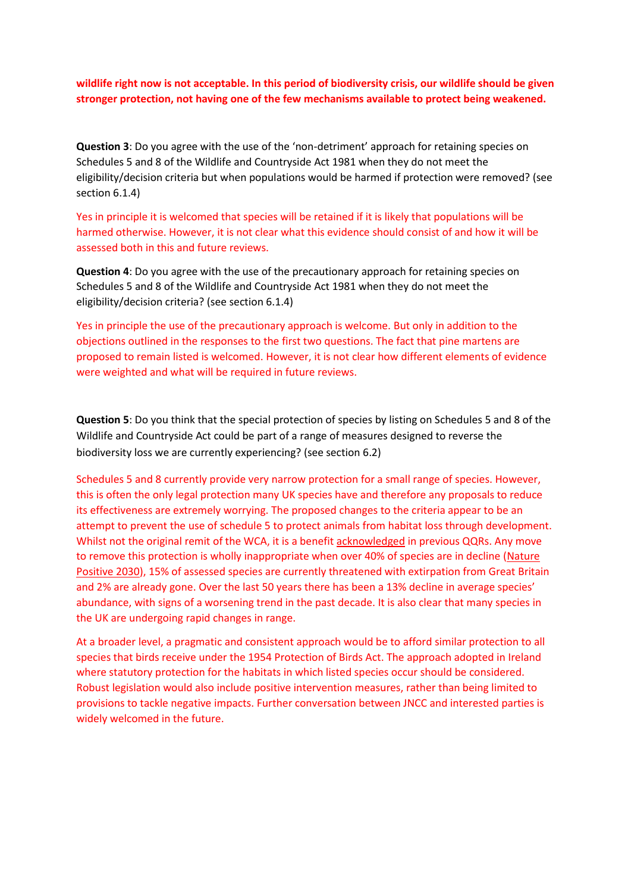**wildlife right now is not acceptable. In this period of biodiversity crisis, our wildlife should be given stronger protection, not having one of the few mechanisms available to protect being weakened.**

**Question 3**: Do you agree with the use of the 'non-detriment' approach for retaining species on Schedules 5 and 8 of the Wildlife and Countryside Act 1981 when they do not meet the eligibility/decision criteria but when populations would be harmed if protection were removed? (see section 6.1.4)

Yes in principle it is welcomed that species will be retained if it is likely that populations will be harmed otherwise. However, it is not clear what this evidence should consist of and how it will be assessed both in this and future reviews.

**Question 4**: Do you agree with the use of the precautionary approach for retaining species on Schedules 5 and 8 of the Wildlife and Countryside Act 1981 when they do not meet the eligibility/decision criteria? (see section 6.1.4)

Yes in principle the use of the precautionary approach is welcome. But only in addition to the objections outlined in the responses to the first two questions. The fact that pine martens are proposed to remain listed is welcomed. However, it is not clear how different elements of evidence were weighted and what will be required in future reviews.

**Question 5**: Do you think that the special protection of species by listing on Schedules 5 and 8 of the Wildlife and Countryside Act could be part of a range of measures designed to reverse the biodiversity loss we are currently experiencing? (see section 6.2)

Schedules 5 and 8 currently provide very narrow protection for a small range of species. However, this is often the only legal protection many UK species have and therefore any proposals to reduce its effectiveness are extremely worrying. The proposed changes to the criteria appear to be an attempt to prevent the use of schedule 5 to protect animals from habitat loss through development. Whilst not the original remit of the WCA, it is a benefit acknowledged in previous QQRs. Any move to remove this protection is wholly inappropriate when over 40% of species are in decline (Nature Positive 2030), 15% of assessed species are currently threatened with extirpation from Great Britain and 2% are already gone. Over the last 50 years there has been a 13% decline in average species' abundance, with signs of a worsening trend in the past decade. It is also clear that many species in the UK are undergoing rapid changes in range.

At a broader level, a pragmatic and consistent approach would be to afford similar protection to all species that birds receive under the 1954 Protection of Birds Act. The approach adopted in Ireland where statutory protection for the habitats in which listed species occur should be considered. Robust legislation would also include positive intervention measures, rather than being limited to provisions to tackle negative impacts. Further conversation between JNCC and interested parties is widely welcomed in the future.